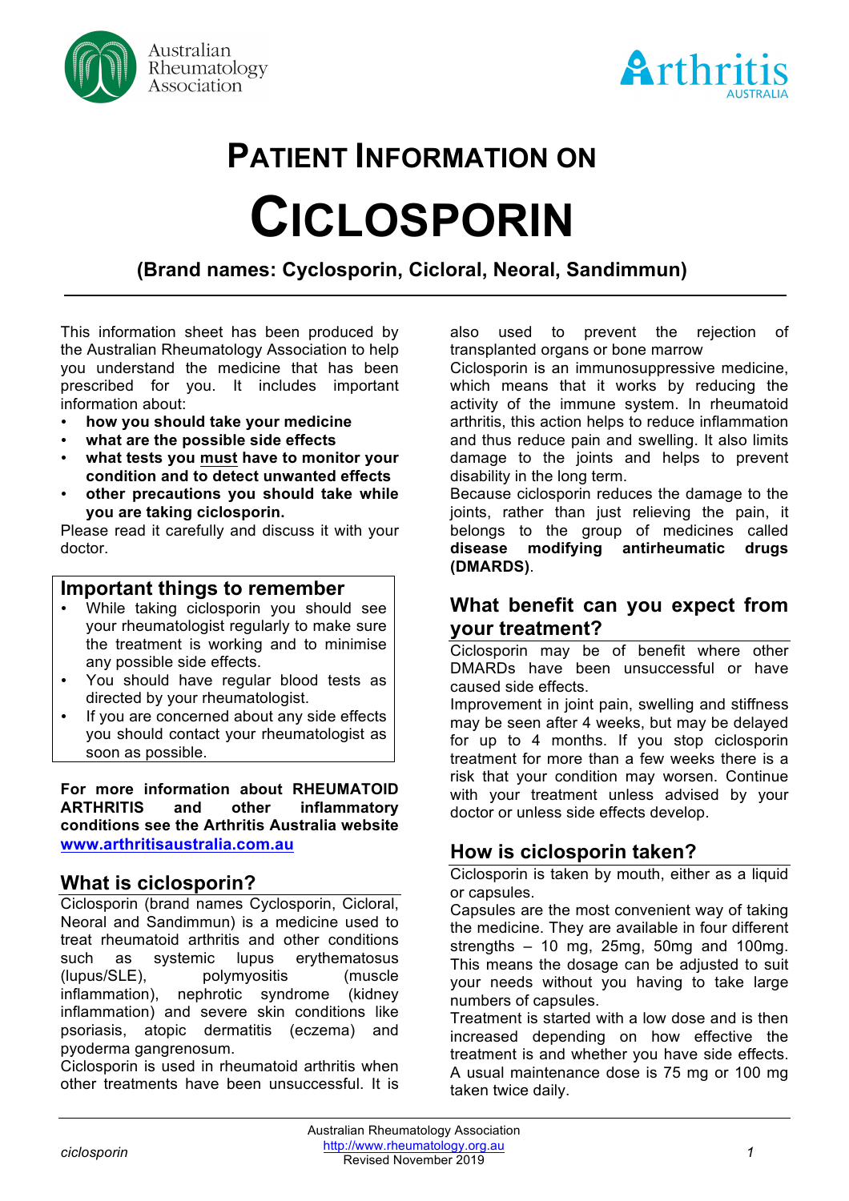# PATIENT INFORMATION ON

# CICLOSPORIN

**(Brand names: Cyclosporin, Cicloral, Neoral, Sandimmun)**

This information sheet has been produced by the Australian Rheumatology Association to help you understand the medicine that has been prescribed for you. It includes important information about:

- **how you should take your medicine**
- **what are the possible side effects**
- **what tests you must have to monitor your condition and to detect unwanted effects**
- **other precautions you should take while you are taking ciclosporin.**

Please read it carefully and discuss it with your doctor.

## Important things to remember

- While taking ciclosporin you should see your rheumatologist regularly to make sure the treatment is working and to minimise any possible side effects.
- You should have regular blood tests as directed by your rheumatologist.
- If you are concerned about any side effects you should contact your rheumatologist as soon as possible.

**For more information about RHEUMATOID ARTHRITIS and other inflammatory conditions see the Arthritis Australia website www.arthritisaustralia.com.au**

## What is ciclosporin?

Ciclosporin (brand names Cyclosporin, Cicloral, Neoral and Sandimmun) is a medicine used to treat rheumatoid arthritis and other conditions such as systemic lupus erythematosus (lupus/SLE), polymyositis (muscle inflammation), nephrotic syndrome (kidney inflammation) and severe skin conditions like psoriasis, atopic dermatitis (eczema) and pyoderma gangrenosum.

Ciclosporin is used in rheumatoid arthritis when other treatments have been unsuccessful. It is also used to prevent the rejection of transplanted organs or bone marrow

Ciclosporin is an immunosuppressive medicine, which means that it works by reducing the activity of the immune system. In rheumatoid arthritis, this action helps to reduce inflammation and thus reduce pain and swelling. It also limits damage to the joints and helps to prevent disability in the long term.

Because ciclosporin reduces the damage to the joints, rather than just relieving the pain, it belongs to the group of medicines called **disease modifying antirheumatic drugs (DMARDS)**.

## What benefit can you expect from your treatment?

Ciclosporin may be of benefit where other DMARDs have been unsuccessful or have caused side effects.

Improvement in joint pain, swelling and stiffness may be seen after 4 weeks, but may be delayed for up to 4 months. If you stop ciclosporin treatment for more than a few weeks there is a risk that your condition may worsen. Continue with your treatment unless advised by your doctor or unless side effects develop.

## How is ciclosporin taken?

Ciclosporin is taken by mouth, either as a liquid or capsules.

Capsules are the most convenient way of taking the medicine. They are available in four different strengths – 10 mg, 25mg, 50mg and 100mg. This means the dosage can be adjusted to suit your needs without you having to take large numbers of capsules.

Treatment is started with a low dose and is then increased depending on how effective the treatment is and whether you have side effects. A usual maintenance dose is 75 mg or 100 mg taken twice daily.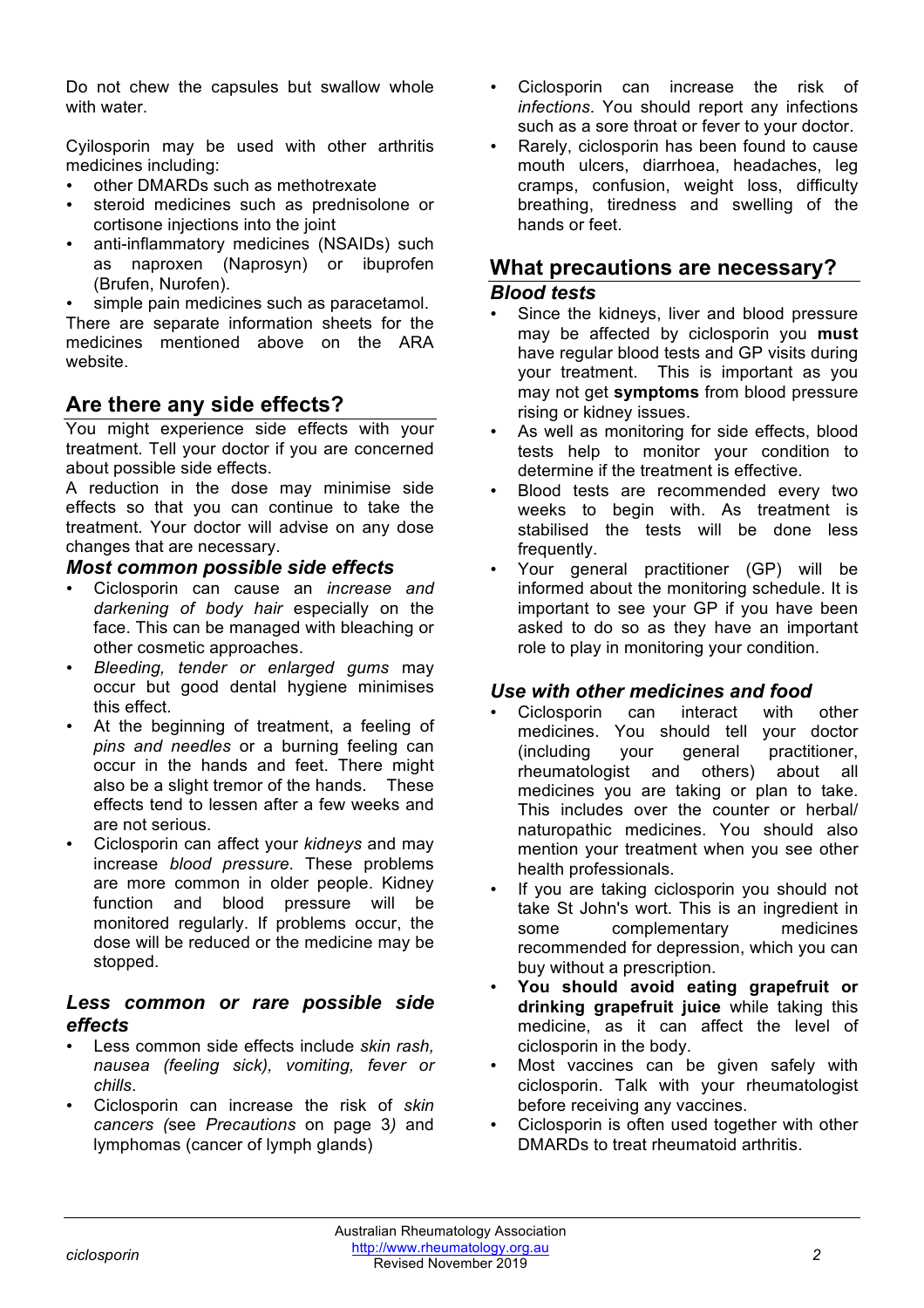Do not chew the capsules but swallow whole with water.

Cyilosporin may be used with other arthritis medicines including:

- other DMARDs such as methotrexate
- steroid medicines such as prednisolone or cortisone injections into the joint
- anti-inflammatory medicines (NSAIDs) such as naproxen (Naprosyn) or ibuprofen (Brufen, Nurofen).
- simple pain medicines such as paracetamol.

There are separate information sheets for the medicines mentioned above on the ARA website.

## Are there any side effects?

You might experience side effects with your treatment. Tell your doctor if you are concerned about possible side effects.

A reduction in the dose may minimise side effects so that you can continue to take the treatment. Your doctor will advise on any dose changes that are necessary.

### *Most common possible side effects*

- Ciclosporin can cause an *increase and darkening of body hair* especially on the face. This can be managed with bleaching or other cosmetic approaches.
- *Bleeding, tender or enlarged gums* may occur but good dental hygiene minimises this effect.
- At the beginning of treatment, a feeling of *pins and needles* or a burning feeling can occur in the hands and feet. There might also be a slight tremor of the hands. These effects tend to lessen after a few weeks and are not serious.
- Ciclosporin can affect your *kidneys* and may increase *blood pressure*. These problems are more common in older people. Kidney function and blood pressure will be monitored regularly. If problems occur, the dose will be reduced or the medicine may be stopped.

### *Less common or rare possible side effects*

- Less common side effects include *skin rash, nausea (feeling sick), vomiting, fever or chills*.
- Ciclosporin can increase the risk of *skin cancers (*see *Precautions* on page 3*)* and lymphomas (cancer of lymph glands)
- Ciclosporin can increase the risk of *infections*. You should report any infections such as a sore throat or fever to your doctor.
- Rarely, ciclosporin has been found to cause mouth ulcers, diarrhoea, headaches, leg cramps, confusion, weight loss, difficulty breathing, tiredness and swelling of the hands or feet.

## What precautions are necessary?

### *Blood tests*

- Since the kidneys, liver and blood pressure may be affected by ciclosporin you **must** have regular blood tests and GP visits during your treatment. This is important as you may not get **symptoms** from blood pressure rising or kidney issues.
- As well as monitoring for side effects, blood tests help to monitor your condition to determine if the treatment is effective.
- Blood tests are recommended every two weeks to begin with. As treatment is stabilised the tests will be done less frequently.
- Your general practitioner (GP) will be informed about the monitoring schedule. It is important to see your GP if you have been asked to do so as they have an important role to play in monitoring your condition.

### *Use with other medicines and food*

- Ciclosporin can interact with other medicines. You should tell your doctor (including your general practitioner, rheumatologist and others) about all medicines you are taking or plan to take. This includes over the counter or herbal/ naturopathic medicines. You should also mention your treatment when you see other health professionals.
- If you are taking ciclosporin you should not take St John's wort. This is an ingredient in some complementary medicines recommended for depression, which you can buy without a prescription.
- **You should avoid eating grapefruit or drinking grapefruit juice** while taking this medicine, as it can affect the level of ciclosporin in the body.
- Most vaccines can be given safely with ciclosporin. Talk with your rheumatologist before receiving any vaccines.
- Ciclosporin is often used together with other DMARDs to treat rheumatoid arthritis.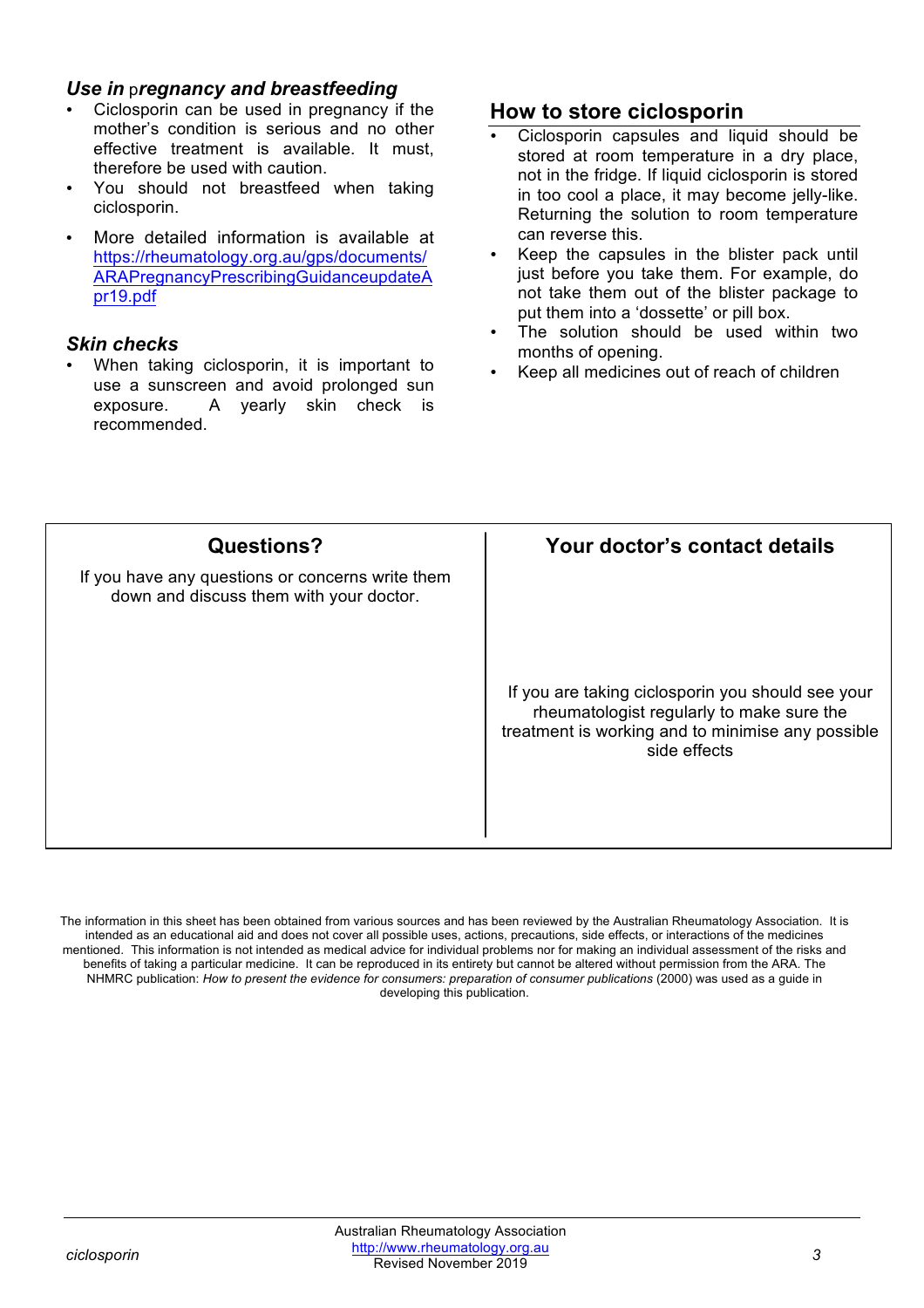### *Use in pregnancy and breastfeeding*

- Ciclosporin can be used in pregnancy if the mother's condition is serious and no other effective treatment is available. It must, therefore be used with caution.
- You should not breastfeed when taking ciclosporin.
- More detailed information is available at https://rheumatology.org.au/gps/documents/ARAPregnancyPrescribingGuidanceupdateApr19.pdf

### *Skin checks*

- When taking ciclosporin, it is important to use a sunscreen and avoid prolonged sun exposure. A yearly skin check is recommended.

## How to store ciclosporin

- Ciclosporin capsules and liquid should be stored at room temperature in a dry place, not in the fridge. If liquid ciclosporin is stored in too cool a place, it may become jelly-like. Returning the solution to room temperature can reverse this.
- Keep the capsules in the blister pack until just before you take them. For example, do not take them out of the blister package to put them into a 'dossette' or pill box.
- The solution should be used within two months of opening.
- Keep all medicines out of reach of children

| **Questions?** | **Your doctor's contact details** |
|---|---|
| If you have any questions or concerns write them down and discuss them with your doctor. | If you are taking ciclosporin you should see your rheumatologist regularly to make sure the treatment is working and to minimise any possible side effects |

The information in this sheet has been obtained from various sources and has been reviewed by the Australian Rheumatology Association. It is intended as an educational aid and does not cover all possible uses, actions, precautions, side effects, or interactions of the medicines mentioned. This information is not intended as medical advice for individual problems nor for making an individual assessment of the risks and benefits of taking a particular medicine. It can be reproduced in its entirety but cannot be altered without permission from the ARA. The NHMRC publication: *How to present the evidence for consumers: preparation of consumer publications* (2000) was used as a guide in developing this publication.